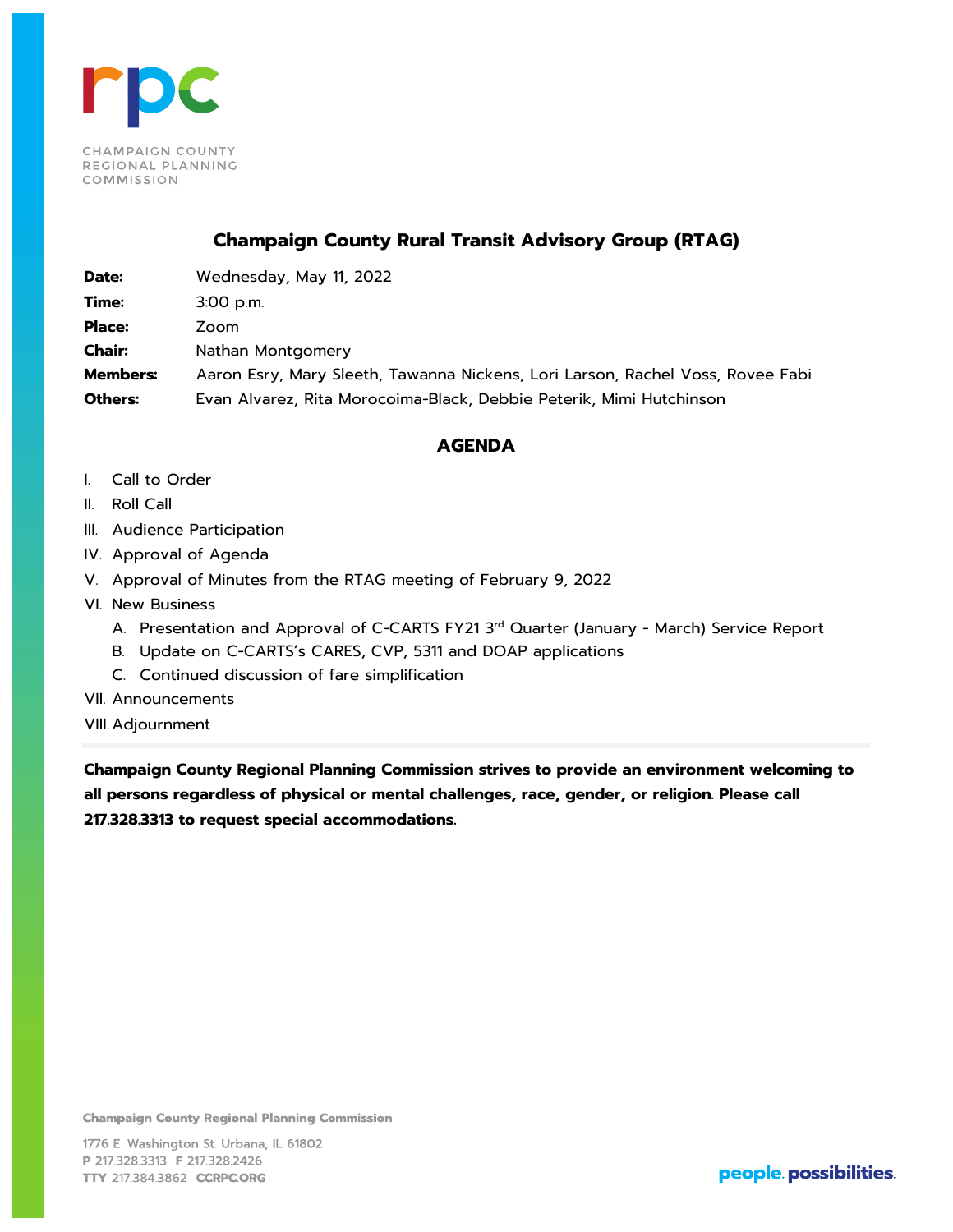CHAMPAIGN COUNTY REGIONAL PLANNING COMMISSION

## Champaign County Rural Transit Advisory Group (RTAG)

**Date:** Wednesday, May 11, 2022
**Time:** 3:00 p.m.
**Place:** Zoom
**Chair:** Nathan Montgomery
**Members:** Aaron Esry, Mary Sleeth, Tawanna Nickens, Lori Larson, Rachel Voss, Rovee Fabi
**Others:** Evan Alvarez, Rita Morocoima-Black, Debbie Peterik, Mimi Hutchinson

## AGENDA

I. Call to Order
II. Roll Call
III. Audience Participation
IV. Approval of Agenda
V. Approval of Minutes from the RTAG meeting of February 9, 2022
VI. New Business
   A. Presentation and Approval of C-CARTS FY21 3rd Quarter (January - March) Service Report
   B. Update on C-CARTS's CARES, CVP, 5311 and DOAP applications
   C. Continued discussion of fare simplification
VII. Announcements
VIII. Adjournment

---

**Champaign County Regional Planning Commission strives to provide an environment welcoming to all persons regardless of physical or mental challenges, race, gender, or religion. Please call 217.328.3313 to request special accommodations.**

**Champaign County Regional Planning Commission**

1776 E. Washington St. Urbana, IL 61802
**P** 217.328.3313 **F** 217.328.2426
**TTY** 217.384.3862 **CCRPC.ORG**

people. possibilities.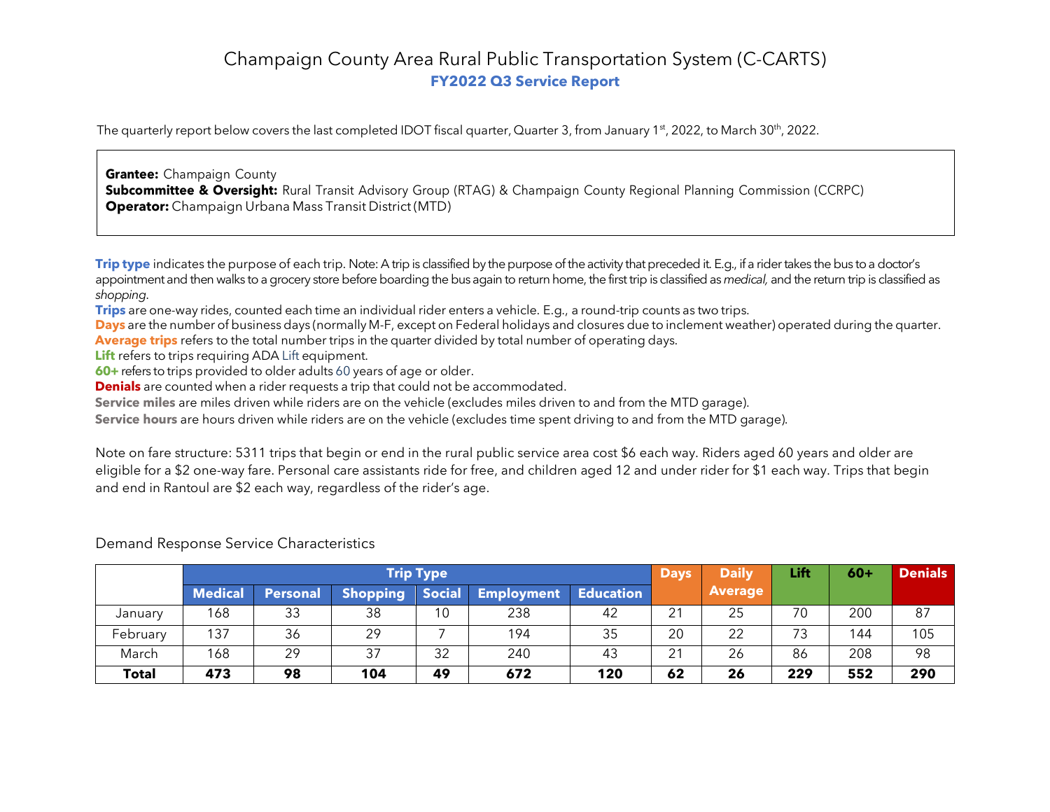# Champaign County Area Rural Public Transportation System (C-CARTS)

## FY2022 Q3 Service Report

The quarterly report below covers the last completed IDOT fiscal quarter, Quarter 3, from January 1st, 2022, to March 30th, 2022.

**Grantee:** Champaign County
**Subcommittee & Oversight:** Rural Transit Advisory Group (RTAG) & Champaign County Regional Planning Commission (CCRPC)
**Operator:** Champaign Urbana Mass Transit District (MTD)

**Trip type** indicates the purpose of each trip. Note: A trip is classified by the purpose of the activity that preceded it. E.g., if a rider takes the bus to a doctor's appointment and then walks to a grocery store before boarding the bus again to return home, the first trip is classified as *medical,* and the return trip is classified as *shopping*.
**Trips** are one-way rides, counted each time an individual rider enters a vehicle. E.g., a round-trip counts as two trips.
**Days** are the number of business days (normally M-F, except on Federal holidays and closures due to inclement weather) operated during the quarter.
**Average trips** refers to the total number trips in the quarter divided by total number of operating days.
**Lift** refers to trips requiring ADA Lift equipment.
**60+** refers to trips provided to older adults 60 years of age or older.
**Denials** are counted when a rider requests a trip that could not be accommodated.
**Service miles** are miles driven while riders are on the vehicle (excludes miles driven to and from the MTD garage).
**Service hours** are hours driven while riders are on the vehicle (excludes time spent driving to and from the MTD garage).

Note on fare structure: 5311 trips that begin or end in the rural public service area cost $6 each way. Riders aged 60 years and older are eligible for a $2 one-way fare. Personal care assistants ride for free, and children aged 12 and under rider for $1 each way. Trips that begin and end in Rantoul are $2 each way, regardless of the rider's age.

### Demand Response Service Characteristics

| | Trip Type | | | | | | Days | Daily Average | Lift | 60+ | Denials |
|---|---|---|---|---|---|---|---|---|---|---|---|
| | Medical | Personal | Shopping | Social | Employment | Education | | | | | |
| January | 168 | 33 | 38 | 10 | 238 | 42 | 21 | 25 | 70 | 200 | 87 |
| February | 137 | 36 | 29 | 7 | 194 | 35 | 20 | 22 | 73 | 144 | 105 |
| March | 168 | 29 | 37 | 32 | 240 | 43 | 21 | 26 | 86 | 208 | 98 |
| **Total** | **473** | **98** | **104** | **49** | **672** | **120** | **62** | **26** | **229** | **552** | **290** |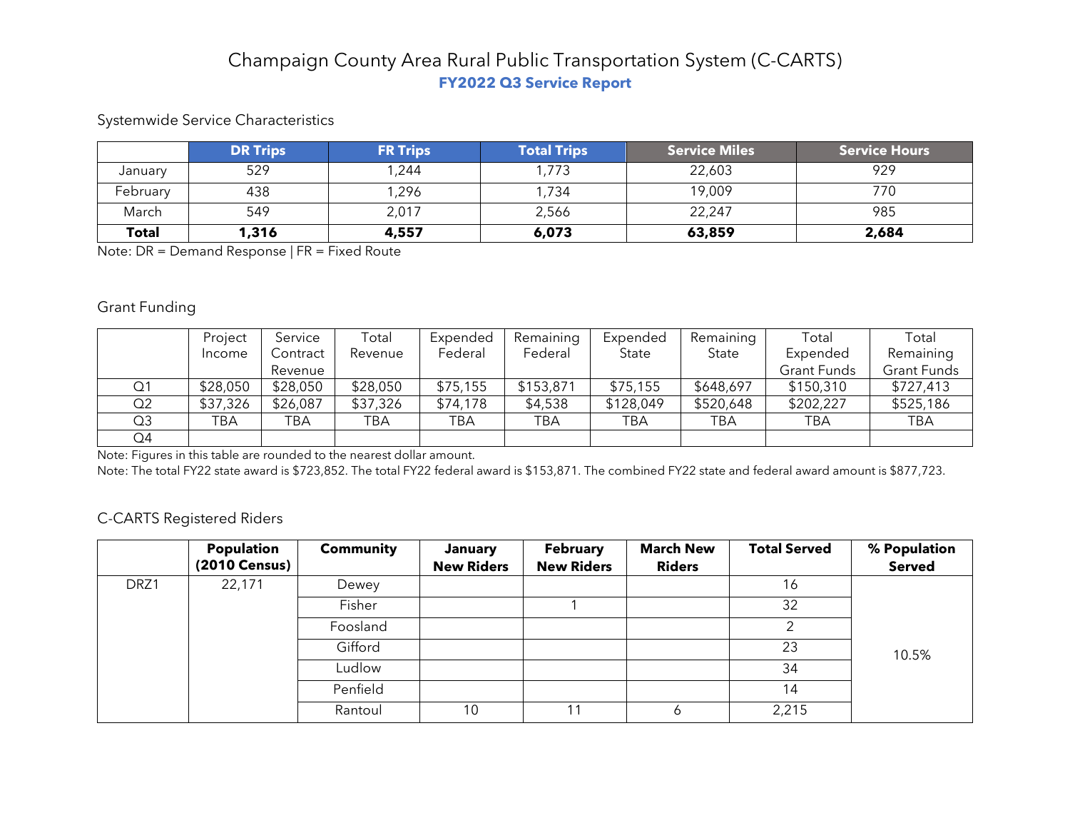# Champaign County Area Rural Public Transportation System (C-CARTS)

## FY2022 Q3 Service Report

### Systemwide Service Characteristics

| | DR Trips | FR Trips | Total Trips | Service Miles | Service Hours |
|---|---|---|---|---|---|
| January | 529 | 1,244 | 1,773 | 22,603 | 929 |
| February | 438 | 1,296 | 1,734 | 19,009 | 770 |
| March | 549 | 2,017 | 2,566 | 22,247 | 985 |
| **Total** | **1,316** | **4,557** | **6,073** | **63,859** | **2,684** |

Note: DR = Demand Response | FR = Fixed Route

### Grant Funding

| | Project Income | Service Contract Revenue | Total Revenue | Expended Federal | Remaining Federal | Expended State | Remaining State | Total Expended Grant Funds | Total Remaining Grant Funds |
|---|---|---|---|---|---|---|---|---|---|
| Q1 | $28,050 | $28,050 | $28,050 | $75,155 | $153,871 | $75,155 | $648,697 | $150,310 | $727,413 |
| Q2 | $37,326 | $26,087 | $37,326 | $74,178 | $4,538 | $128,049 | $520,648 | $202,227 | $525,186 |
| Q3 | TBA | TBA | TBA | TBA | TBA | TBA | TBA | TBA | TBA |
| Q4 | | | | | | | | | |

Note: Figures in this table are rounded to the nearest dollar amount.

Note: The total FY22 state award is $723,852. The total FY22 federal award is $153,871. The combined FY22 state and federal award amount is $877,723.

### C-CARTS Registered Riders

| | Population (2010 Census) | Community | January New Riders | February New Riders | March New Riders | Total Served | % Population Served |
|---|---|---|---|---|---|---|---|
| DRZ1 | 22,171 | Dewey | | | | 16 | 10.5% |
| | | Fisher | | 1 | | 32 | |
| | | Foosland | | | | 2 | |
| | | Gifford | | | | 23 | |
| | | Ludlow | | | | 34 | |
| | | Penfield | | | | 14 | |
| | | Rantoul | 10 | 11 | 6 | 2,215 | |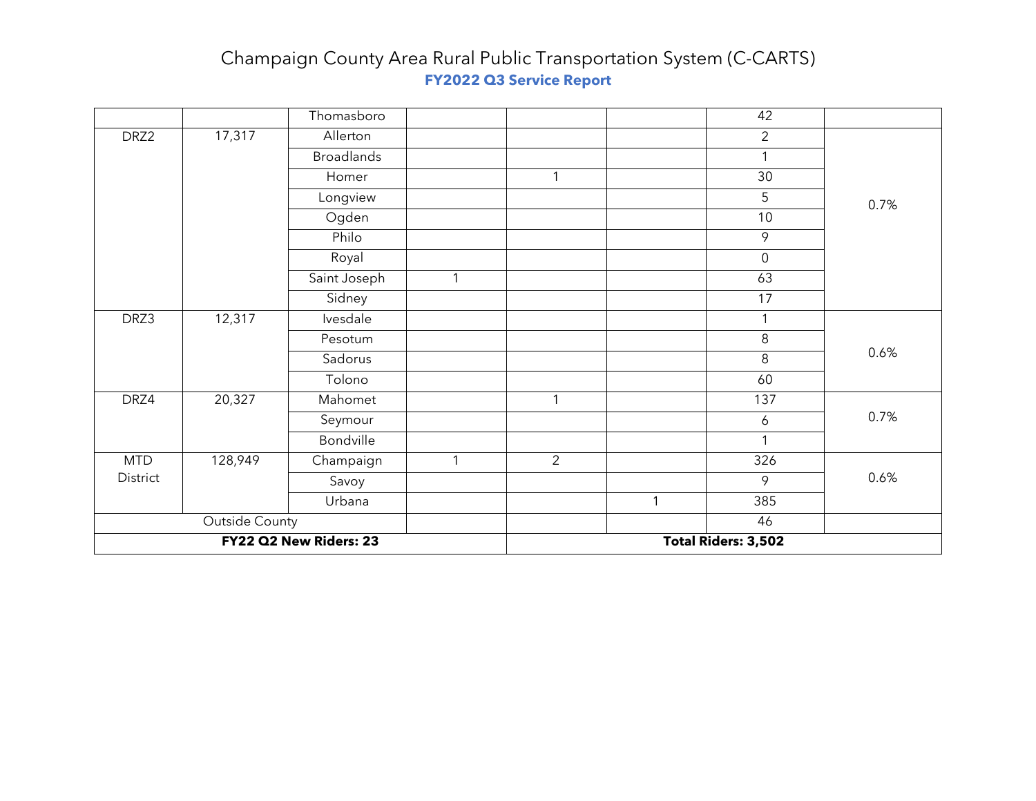# Champaign County Area Rural Public Transportation System (C-CARTS)

**FY2022 Q3 Service Report**

| | | | | | | | |
|---|---|---|---|---|---|---|---|
| | | Thomasboro | | | | 42 | |
| DRZ2 | 17,317 | Allerton | | | | 2 | 0.7% |
| | | Broadlands | | | | 1 | |
| | | Homer | | 1 | | 30 | |
| | | Longview | | | | 5 | |
| | | Ogden | | | | 10 | |
| | | Philo | | | | 9 | |
| | | Royal | | | | 0 | |
| | | Saint Joseph | 1 | | | 63 | |
| | | Sidney | | | | 17 | |
| DRZ3 | 12,317 | Ivesdale | | | | 1 | 0.6% |
| | | Pesotum | | | | 8 | |
| | | Sadorus | | | | 8 | |
| | | Tolono | | | | 60 | |
| DRZ4 | 20,327 | Mahomet | | 1 | | 137 | 0.7% |
| | | Seymour | | | | 6 | |
| | | Bondville | | | | 1 | |
| MTD District | 128,949 | Champaign | 1 | 2 | | 326 | 0.6% |
| | | Savoy | | | | 9 | |
| | | Urbana | | | 1 | 385 | |
| Outside County | | | | | | 46 | |
| **FY22 Q2 New Riders: 23** | | | | **Total Riders: 3,502** | | | |